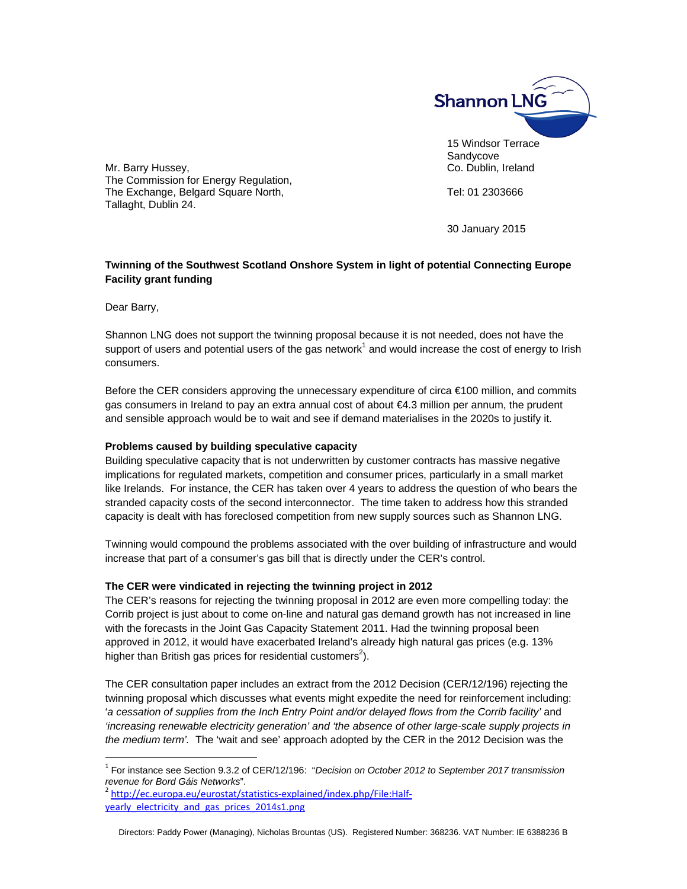Shannon LNG

15 Windsor Terrace
Sandycove
Co. Dublin, Ireland

Tel: 01 2303666

30 January 2015

Mr. Barry Hussey,
The Commission for Energy Regulation,
The Exchange, Belgard Square North,
Tallaght, Dublin 24.

**Twinning of the Southwest Scotland Onshore System in light of potential Connecting Europe Facility grant funding**

Dear Barry,

Shannon LNG does not support the twinning proposal because it is not needed, does not have the support of users and potential users of the gas network[1] and would increase the cost of energy to Irish consumers.

Before the CER considers approving the unnecessary expenditure of circa €100 million, and commits gas consumers in Ireland to pay an extra annual cost of about €4.3 million per annum, the prudent and sensible approach would be to wait and see if demand materialises in the 2020s to justify it.

**Problems caused by building speculative capacity**

Building speculative capacity that is not underwritten by customer contracts has massive negative implications for regulated markets, competition and consumer prices, particularly in a small market like Irelands. For instance, the CER has taken over 4 years to address the question of who bears the stranded capacity costs of the second interconnector. The time taken to address how this stranded capacity is dealt with has foreclosed competition from new supply sources such as Shannon LNG.

Twinning would compound the problems associated with the over building of infrastructure and would increase that part of a consumer's gas bill that is directly under the CER's control.

**The CER were vindicated in rejecting the twinning project in 2012**

The CER's reasons for rejecting the twinning proposal in 2012 are even more compelling today: the Corrib project is just about to come on-line and natural gas demand growth has not increased in line with the forecasts in the Joint Gas Capacity Statement 2011. Had the twinning proposal been approved in 2012, it would have exacerbated Ireland's already high natural gas prices (e.g. 13% higher than British gas prices for residential customers[2]).

The CER consultation paper includes an extract from the 2012 Decision (CER/12/196) rejecting the twinning proposal which discusses what events might expedite the need for reinforcement including: '*a cessation of supplies from the Inch Entry Point and/or delayed flows from the Corrib facility'* and *'increasing renewable electricity generation'* and *'the absence of other large-scale supply projects in the medium term'*. The 'wait and see' approach adopted by the CER in the 2012 Decision was the

---

[1] For instance see Section 9.3.2 of CER/12/196: "*Decision on October 2012 to September 2017 transmission revenue for Bord Gáis Networks*".

[2] http://ec.europa.eu/eurostat/statistics-explained/index.php/File:Half-yearly_electricity_and_gas_prices_2014s1.png

Directors: Paddy Power (Managing), Nicholas Brountas (US). Registered Number: 368236. VAT Number: IE 6388236 B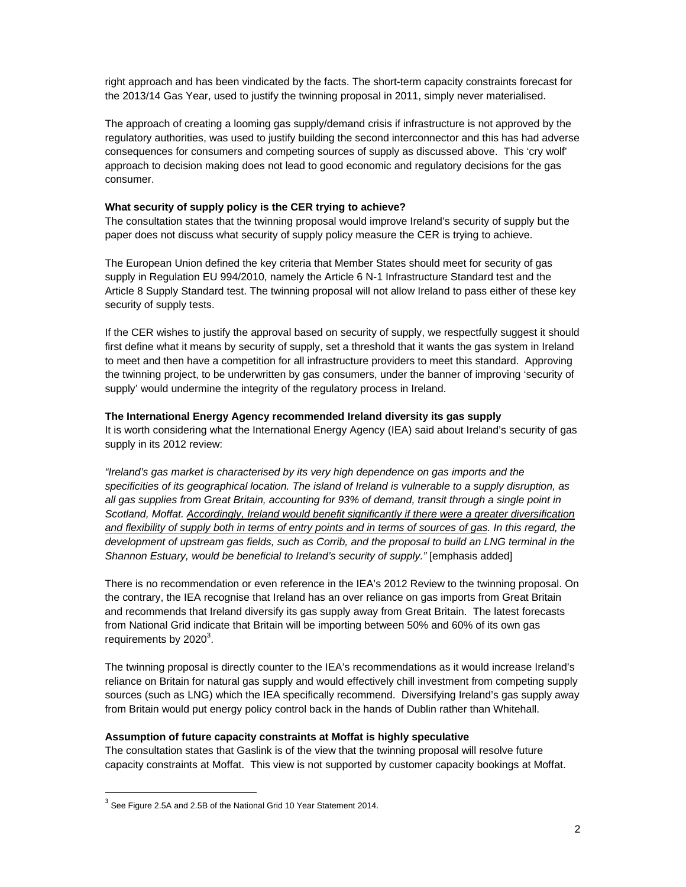right approach and has been vindicated by the facts. The short-term capacity constraints forecast for the 2013/14 Gas Year, used to justify the twinning proposal in 2011, simply never materialised.

The approach of creating a looming gas supply/demand crisis if infrastructure is not approved by the regulatory authorities, was used to justify building the second interconnector and this has had adverse consequences for consumers and competing sources of supply as discussed above. This 'cry wolf' approach to decision making does not lead to good economic and regulatory decisions for the gas consumer.

**What security of supply policy is the CER trying to achieve?**

The consultation states that the twinning proposal would improve Ireland's security of supply but the paper does not discuss what security of supply policy measure the CER is trying to achieve.

The European Union defined the key criteria that Member States should meet for security of gas supply in Regulation EU 994/2010, namely the Article 6 N-1 Infrastructure Standard test and the Article 8 Supply Standard test. The twinning proposal will not allow Ireland to pass either of these key security of supply tests.

If the CER wishes to justify the approval based on security of supply, we respectfully suggest it should first define what it means by security of supply, set a threshold that it wants the gas system in Ireland to meet and then have a competition for all infrastructure providers to meet this standard. Approving the twinning project, to be underwritten by gas consumers, under the banner of improving 'security of supply' would undermine the integrity of the regulatory process in Ireland.

**The International Energy Agency recommended Ireland diversity its gas supply**

It is worth considering what the International Energy Agency (IEA) said about Ireland's security of gas supply in its 2012 review:

*"Ireland's gas market is characterised by its very high dependence on gas imports and the specificities of its geographical location. The island of Ireland is vulnerable to a supply disruption, as all gas supplies from Great Britain, accounting for 93% of demand, transit through a single point in Scotland, Moffat. <u>Accordingly, Ireland would benefit significantly if there were a greater diversification and flexibility of supply both in terms of entry points and in terms of sources of gas</u>. In this regard, the development of upstream gas fields, such as Corrib, and the proposal to build an LNG terminal in the Shannon Estuary, would be beneficial to Ireland's security of supply."* [emphasis added]

There is no recommendation or even reference in the IEA's 2012 Review to the twinning proposal. On the contrary, the IEA recognise that Ireland has an over reliance on gas imports from Great Britain and recommends that Ireland diversify its gas supply away from Great Britain. The latest forecasts from National Grid indicate that Britain will be importing between 50% and 60% of its own gas requirements by 2020[3].

The twinning proposal is directly counter to the IEA's recommendations as it would increase Ireland's reliance on Britain for natural gas supply and would effectively chill investment from competing supply sources (such as LNG) which the IEA specifically recommend. Diversifying Ireland's gas supply away from Britain would put energy policy control back in the hands of Dublin rather than Whitehall.

**Assumption of future capacity constraints at Moffat is highly speculative**

The consultation states that Gaslink is of the view that the twinning proposal will resolve future capacity constraints at Moffat. This view is not supported by customer capacity bookings at Moffat.

[3] See Figure 2.5A and 2.5B of the National Grid 10 Year Statement 2014.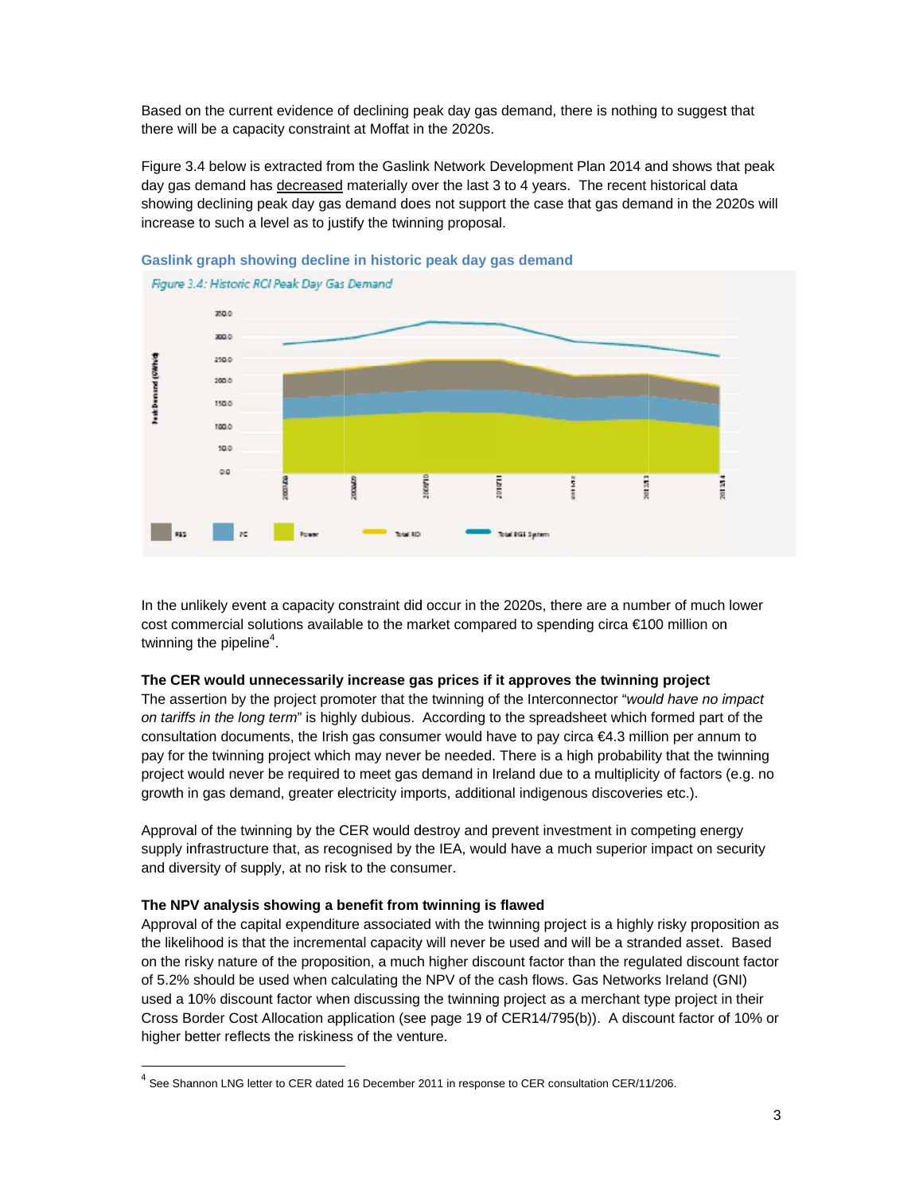Based on the current evidence of declining peak day gas demand, there is nothing to suggest that there will be a capacity constraint at Moffat in the 2020s.

Figure 3.4 below is extracted from the Gaslink Network Development Plan 2014 and shows that peak day gas demand has decreased materially over the last 3 to 4 years. The recent historical data showing declining peak day gas demand does not support the case that gas demand in the 2020s will increase to such a level as to justify the twinning proposal.

**Gaslink graph showing decline in historic peak day gas demand**

*Figure 3.4: Historic RCI Peak Day Gas Demand*

In the unlikely event a capacity constraint did occur in the 2020s, there are a number of much lower cost commercial solutions available to the market compared to spending circa €100 million on twinning the pipeline[4].

**The CER would unnecessarily increase gas prices if it approves the twinning project**

The assertion by the project promoter that the twinning of the Interconnector "*would have no impact on tariffs in the long term*" is highly dubious. According to the spreadsheet which formed part of the consultation documents, the Irish gas consumer would have to pay circa €4.3 million per annum to pay for the twinning project which may never be needed. There is a high probability that the twinning project would never be required to meet gas demand in Ireland due to a multiplicity of factors (e.g. no growth in gas demand, greater electricity imports, additional indigenous discoveries etc.).

Approval of the twinning by the CER would destroy and prevent investment in competing energy supply infrastructure that, as recognised by the IEA, would have a much superior impact on security and diversity of supply, at no risk to the consumer.

**The NPV analysis showing a benefit from twinning is flawed**

Approval of the capital expenditure associated with the twinning project is a highly risky proposition as the likelihood is that the incremental capacity will never be used and will be a stranded asset. Based on the risky nature of the proposition, a much higher discount factor than the regulated discount factor of 5.2% should be used when calculating the NPV of the cash flows. Gas Networks Ireland (GNI) used a 10% discount factor when discussing the twinning project as a merchant type project in their Cross Border Cost Allocation application (see page 19 of CER14/795(b)). A discount factor of 10% or higher better reflects the riskiness of the venture.

[4] See Shannon LNG letter to CER dated 16 December 2011 in response to CER consultation CER/11/206.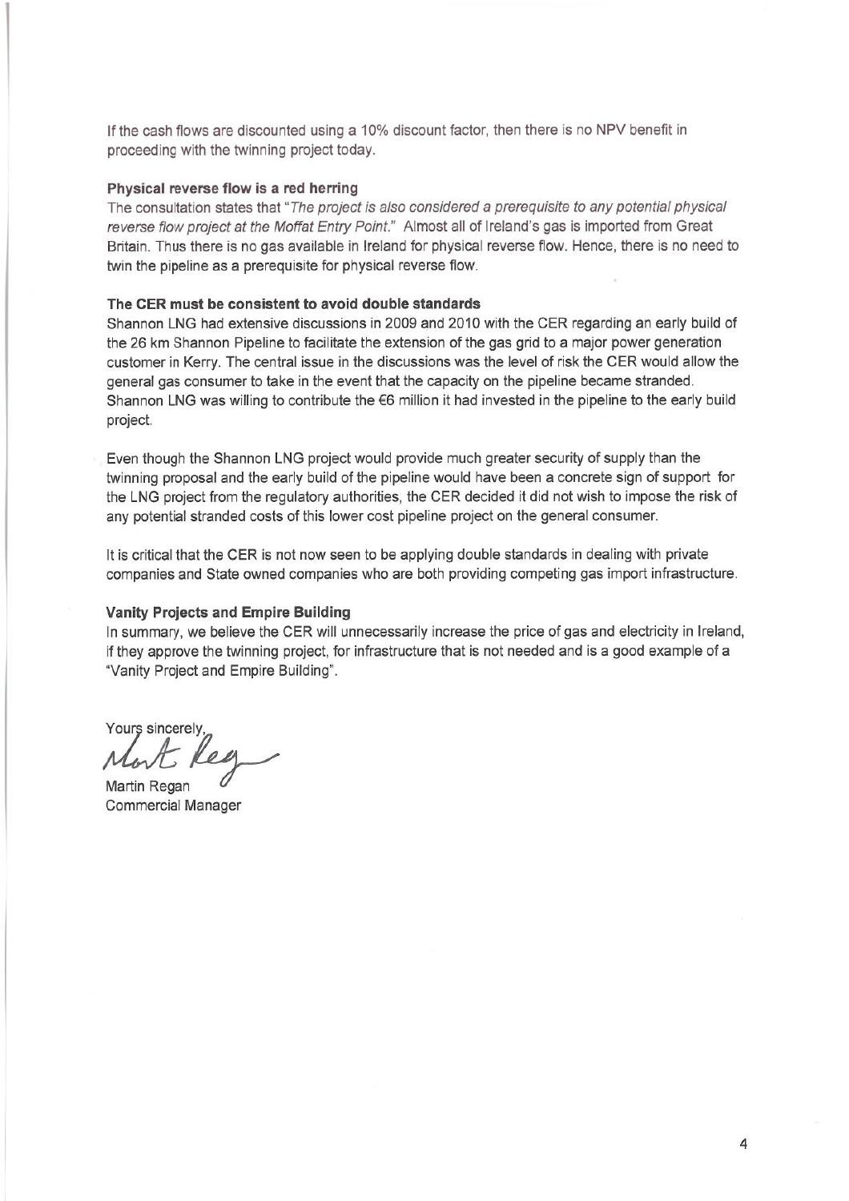If the cash flows are discounted using a 10% discount factor, then there is no NPV benefit in proceeding with the twinning project today.

**Physical reverse flow is a red herring**

The consultation states that "*The project is also considered a prerequisite to any potential physical reverse flow project at the Moffat Entry Point.*" Almost all of Ireland's gas is imported from Great Britain. Thus there is no gas available in Ireland for physical reverse flow. Hence, there is no need to twin the pipeline as a prerequisite for physical reverse flow.

**The CER must be consistent to avoid double standards**

Shannon LNG had extensive discussions in 2009 and 2010 with the CER regarding an early build of the 26 km Shannon Pipeline to facilitate the extension of the gas grid to a major power generation customer in Kerry. The central issue in the discussions was the level of risk the CER would allow the general gas consumer to take in the event that the capacity on the pipeline became stranded. Shannon LNG was willing to contribute the €6 million it had invested in the pipeline to the early build project.

Even though the Shannon LNG project would provide much greater security of supply than the twinning proposal and the early build of the pipeline would have been a concrete sign of support for the LNG project from the regulatory authorities, the CER decided it did not wish to impose the risk of any potential stranded costs of this lower cost pipeline project on the general consumer.

It is critical that the CER is not now seen to be applying double standards in dealing with private companies and State owned companies who are both providing competing gas import infrastructure.

**Vanity Projects and Empire Building**

In summary, we believe the CER will unnecessarily increase the price of gas and electricity in Ireland, if they approve the twinning project, for infrastructure that is not needed and is a good example of a "Vanity Project and Empire Building".

Yours sincerely,

Martin Regan
Commercial Manager